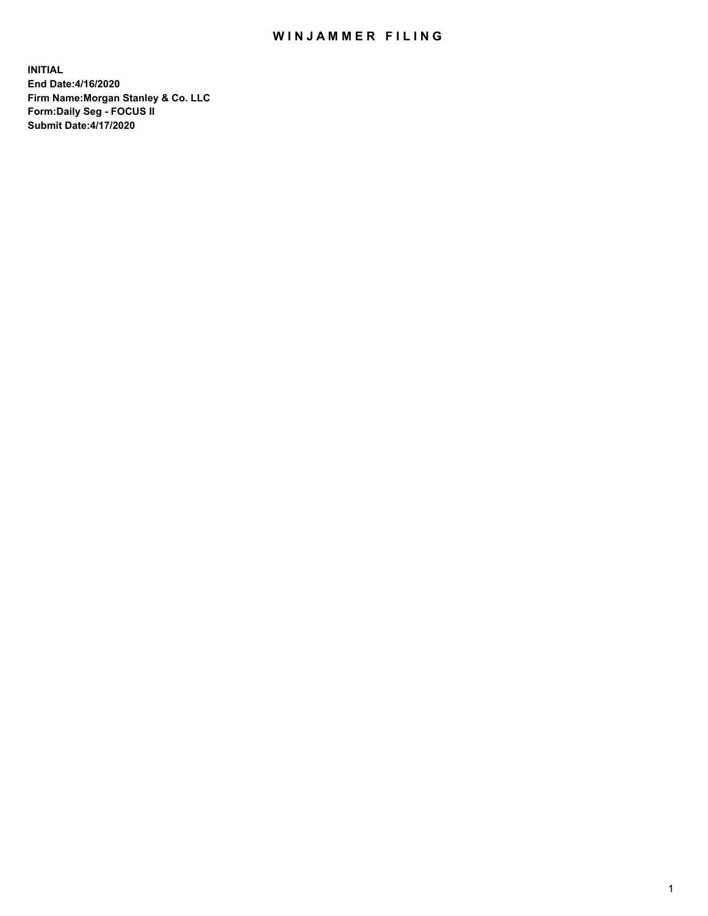# WINJAMMER FILING

**INITIAL**
**End Date:4/16/2020**
**Firm Name:Morgan Stanley & Co. LLC**
**Form:Daily Seg - FOCUS II**
**Submit Date:4/17/2020**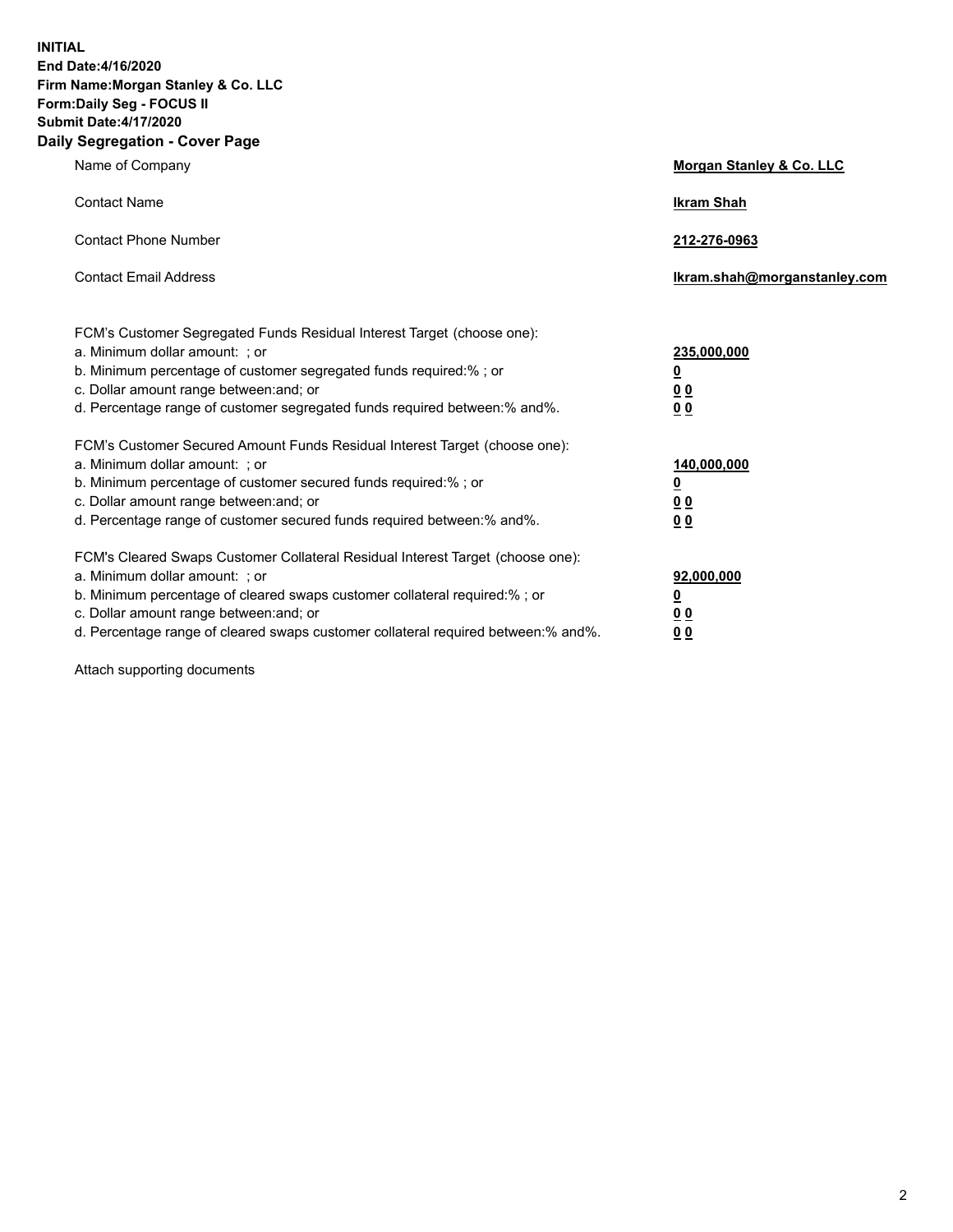**INITIAL**
**End Date:4/16/2020**
**Firm Name:Morgan Stanley & Co. LLC**
**Form:Daily Seg - FOCUS II**
**Submit Date:4/17/2020**

## Daily Segregation - Cover Page

| | |
|---|---|
| Name of Company | **Morgan Stanley & Co. LLC** |
| Contact Name | **Ikram Shah** |
| Contact Phone Number | **212-276-0963** |
| Contact Email Address | **Ikram.shah@morganstanley.com** |

| | |
|---|---|
| FCM's Customer Segregated Funds Residual Interest Target (choose one): | |
| a. Minimum dollar amount: ; or | **235,000,000** |
| b. Minimum percentage of customer segregated funds required:% ; or | **0** |
| c. Dollar amount range between:and; or | **0 0** |
| d. Percentage range of customer segregated funds required between:% and%. | **0 0** |
| FCM's Customer Secured Amount Funds Residual Interest Target (choose one): | |
| a. Minimum dollar amount: ; or | **140,000,000** |
| b. Minimum percentage of customer secured funds required:% ; or | **0** |
| c. Dollar amount range between:and; or | **0 0** |
| d. Percentage range of customer secured funds required between:% and%. | **0 0** |
| FCM's Cleared Swaps Customer Collateral Residual Interest Target (choose one): | |
| a. Minimum dollar amount: ; or | **92,000,000** |
| b. Minimum percentage of cleared swaps customer collateral required:% ; or | **0** |
| c. Dollar amount range between:and; or | **0 0** |
| d. Percentage range of cleared swaps customer collateral required between:% and%. | **0 0** |

Attach supporting documents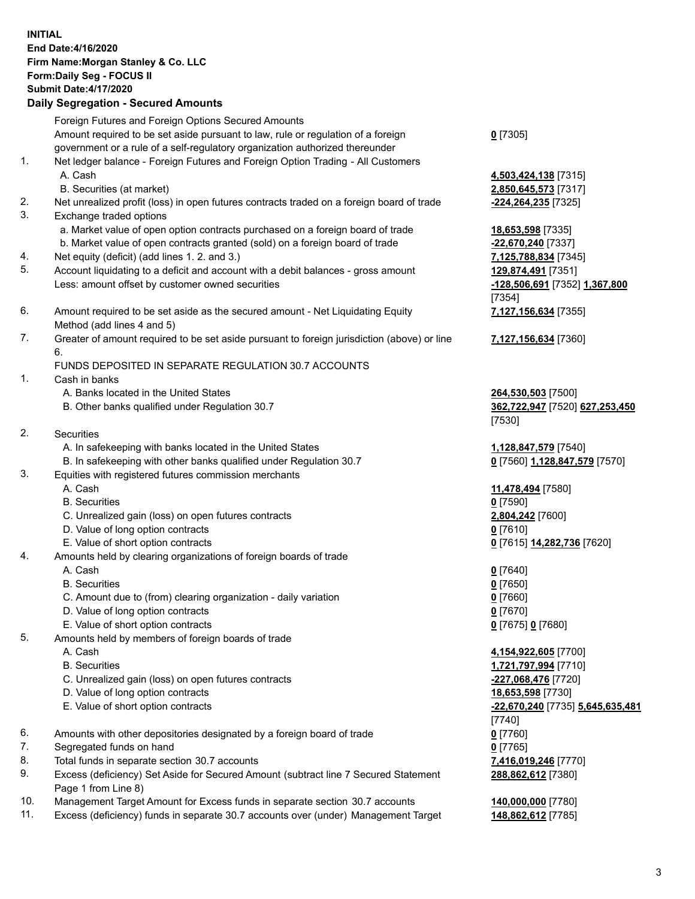**INITIAL**
**End Date:4/16/2020**
**Firm Name:Morgan Stanley & Co. LLC**
**Form:Daily Seg - FOCUS II**
**Submit Date:4/17/2020**

**Daily Segregation - Secured Amounts**

| | | |
|---|---|---|
| | Foreign Futures and Foreign Options Secured Amounts | |
| | Amount required to be set aside pursuant to law, rule or regulation of a foreign government or a rule of a self-regulatory organization authorized thereunder | **0** [7305] |
| 1. | Net ledger balance - Foreign Futures and Foreign Option Trading - All Customers | |
| | A. Cash | **4,503,424,138** [7315] |
| | B. Securities (at market) | **2,850,645,573** [7317] |
| 2. | Net unrealized profit (loss) in open futures contracts traded on a foreign board of trade | **-224,264,235** [7325] |
| 3. | Exchange traded options | |
| | a. Market value of open option contracts purchased on a foreign board of trade | **18,653,598** [7335] |
| | b. Market value of open contracts granted (sold) on a foreign board of trade | **-22,670,240** [7337] |
| 4. | Net equity (deficit) (add lines 1. 2. and 3.) | **7,125,788,834** [7345] |
| 5. | Account liquidating to a deficit and account with a debit balances - gross amount | **129,874,491** [7351] |
| | Less: amount offset by customer owned securities | **-128,506,691** [7352] **1,367,800** [7354] |
| 6. | Amount required to be set aside as the secured amount - Net Liquidating Equity Method (add lines 4 and 5) | **7,127,156,634** [7355] |
| 7. | Greater of amount required to be set aside pursuant to foreign jurisdiction (above) or line 6. | **7,127,156,634** [7360] |
| | FUNDS DEPOSITED IN SEPARATE REGULATION 30.7 ACCOUNTS | |
| 1. | Cash in banks | |
| | A. Banks located in the United States | **264,530,503** [7500] |
| | B. Other banks qualified under Regulation 30.7 | **362,722,947** [7520] **627,253,450** [7530] |
| 2. | Securities | |
| | A. In safekeeping with banks located in the United States | **1,128,847,579** [7540] |
| | B. In safekeeping with other banks qualified under Regulation 30.7 | **0** [7560] **1,128,847,579** [7570] |
| 3. | Equities with registered futures commission merchants | |
| | A. Cash | **11,478,494** [7580] |
| | B. Securities | **0** [7590] |
| | C. Unrealized gain (loss) on open futures contracts | **2,804,242** [7600] |
| | D. Value of long option contracts | **0** [7610] |
| | E. Value of short option contracts | **0** [7615] **14,282,736** [7620] |
| 4. | Amounts held by clearing organizations of foreign boards of trade | |
| | A. Cash | **0** [7640] |
| | B. Securities | **0** [7650] |
| | C. Amount due to (from) clearing organization - daily variation | **0** [7660] |
| | D. Value of long option contracts | **0** [7670] |
| | E. Value of short option contracts | **0** [7675] **0** [7680] |
| 5. | Amounts held by members of foreign boards of trade | |
| | A. Cash | **4,154,922,605** [7700] |
| | B. Securities | **1,721,797,994** [7710] |
| | C. Unrealized gain (loss) on open futures contracts | **-227,068,476** [7720] |
| | D. Value of long option contracts | **18,653,598** [7730] |
| | E. Value of short option contracts | **-22,670,240** [7735] **5,645,635,481** [7740] |
| 6. | Amounts with other depositories designated by a foreign board of trade | **0** [7760] |
| 7. | Segregated funds on hand | **0** [7765] |
| 8. | Total funds in separate section 30.7 accounts | **7,416,019,246** [7770] |
| 9. | Excess (deficiency) Set Aside for Secured Amount (subtract line 7 Secured Statement Page 1 from Line 8) | **288,862,612** [7380] |
| 10. | Management Target Amount for Excess funds in separate section 30.7 accounts | **140,000,000** [7780] |
| 11. | Excess (deficiency) funds in separate 30.7 accounts over (under) Management Target | **148,862,612** [7785] |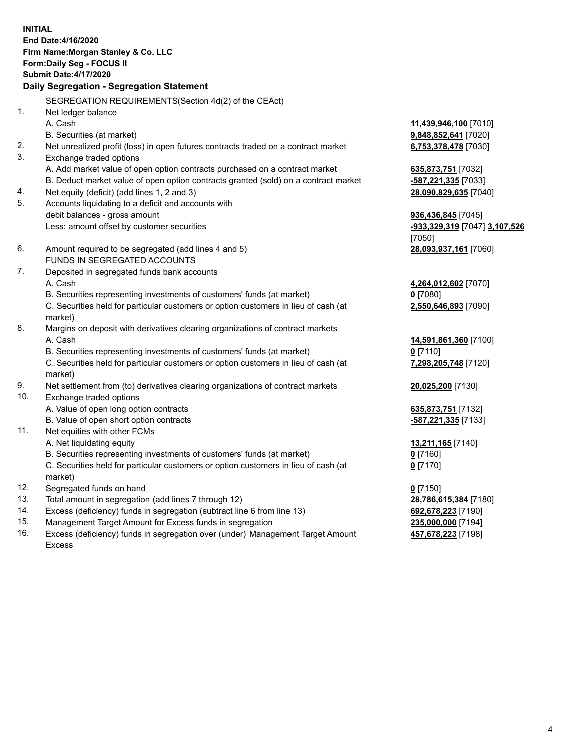**INITIAL**
**End Date:4/16/2020**
**Firm Name:Morgan Stanley & Co. LLC**
**Form:Daily Seg - FOCUS II**
**Submit Date:4/17/2020**

## Daily Segregation - Segregation Statement

SEGREGATION REQUIREMENTS(Section 4d(2) of the CEAct)

| | | |
|---|---|---|
| 1. | Net ledger balance | |
| | A. Cash | **11,439,946,100** [7010] |
| | B. Securities (at market) | **9,848,852,641** [7020] |
| 2. | Net unrealized profit (loss) in open futures contracts traded on a contract market | **6,753,378,478** [7030] |
| 3. | Exchange traded options | |
| | A. Add market value of open option contracts purchased on a contract market | **635,873,751** [7032] |
| | B. Deduct market value of open option contracts granted (sold) on a contract market | **-587,221,335** [7033] |
| 4. | Net equity (deficit) (add lines 1, 2 and 3) | **28,090,829,635** [7040] |
| 5. | Accounts liquidating to a deficit and accounts with debit balances - gross amount | **936,436,845** [7045] |
| | Less: amount offset by customer securities | **-933,329,319** [7047] **3,107,526** [7050] |
| 6. | Amount required to be segregated (add lines 4 and 5) | **28,093,937,161** [7060] |
| | FUNDS IN SEGREGATED ACCOUNTS | |
| 7. | Deposited in segregated funds bank accounts | |
| | A. Cash | **4,264,012,602** [7070] |
| | B. Securities representing investments of customers' funds (at market) | **0** [7080] |
| | C. Securities held for particular customers or option customers in lieu of cash (at market) | **2,550,646,893** [7090] |
| 8. | Margins on deposit with derivatives clearing organizations of contract markets | |
| | A. Cash | **14,591,861,360** [7100] |
| | B. Securities representing investments of customers' funds (at market) | **0** [7110] |
| | C. Securities held for particular customers or option customers in lieu of cash (at market) | **7,298,205,748** [7120] |
| 9. | Net settlement from (to) derivatives clearing organizations of contract markets | **20,025,200** [7130] |
| 10. | Exchange traded options | |
| | A. Value of open long option contracts | **635,873,751** [7132] |
| | B. Value of open short option contracts | **-587,221,335** [7133] |
| 11. | Net equities with other FCMs | |
| | A. Net liquidating equity | **13,211,165** [7140] |
| | B. Securities representing investments of customers' funds (at market) | **0** [7160] |
| | C. Securities held for particular customers or option customers in lieu of cash (at market) | **0** [7170] |
| 12. | Segregated funds on hand | **0** [7150] |
| 13. | Total amount in segregation (add lines 7 through 12) | **28,786,615,384** [7180] |
| 14. | Excess (deficiency) funds in segregation (subtract line 6 from line 13) | **692,678,223** [7190] |
| 15. | Management Target Amount for Excess funds in segregation | **235,000,000** [7194] |
| 16. | Excess (deficiency) funds in segregation over (under) Management Target Amount Excess | **457,678,223** [7198] |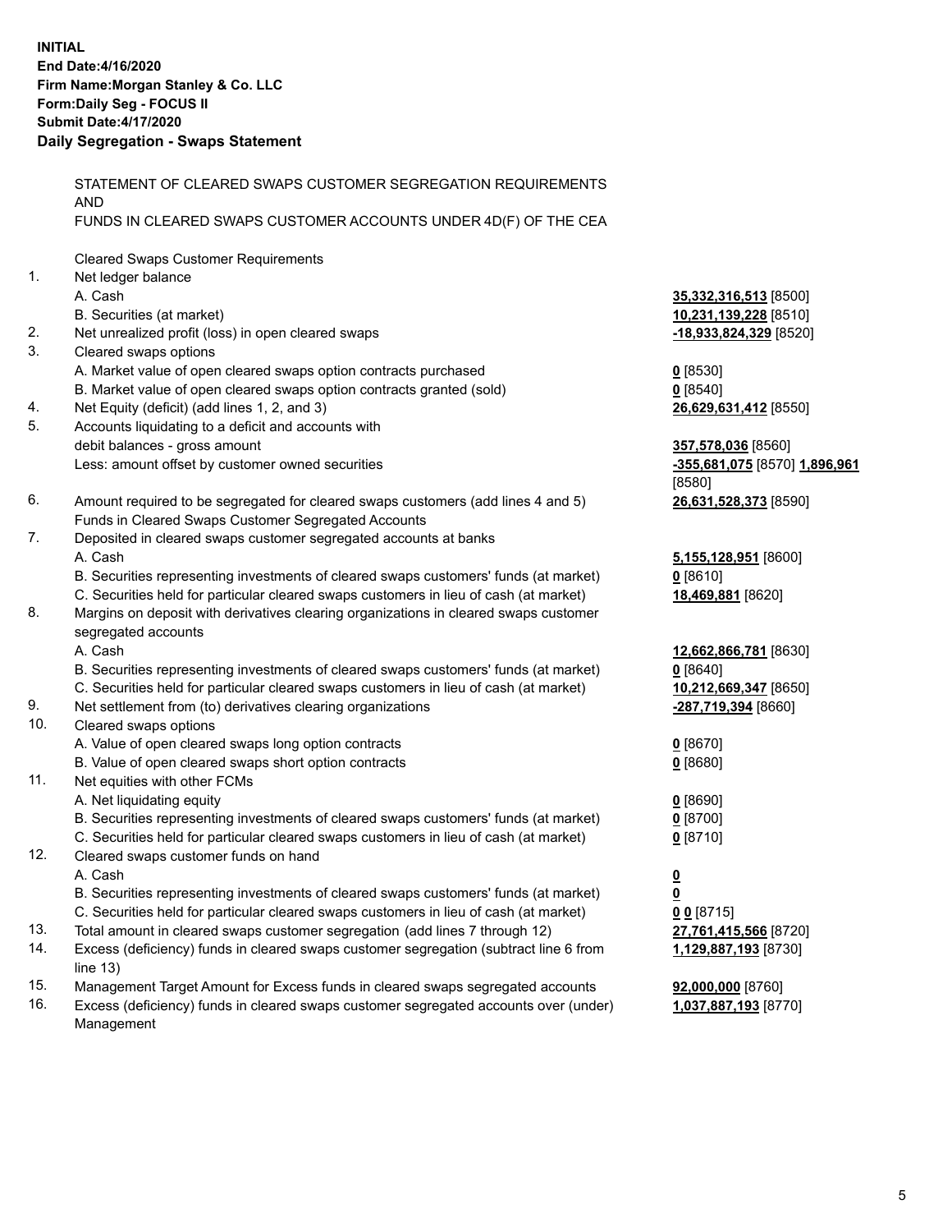**INITIAL**
**End Date:4/16/2020**
**Firm Name:Morgan Stanley & Co. LLC**
**Form:Daily Seg - FOCUS II**
**Submit Date:4/17/2020**
**Daily Segregation - Swaps Statement**

STATEMENT OF CLEARED SWAPS CUSTOMER SEGREGATION REQUIREMENTS AND FUNDS IN CLEARED SWAPS CUSTOMER ACCOUNTS UNDER 4D(F) OF THE CEA

| | | |
|---|---|---|
| | Cleared Swaps Customer Requirements | |
| 1. | Net ledger balance | |
| | A. Cash | **35,332,316,513** [8500] |
| | B. Securities (at market) | **10,231,139,228** [8510] |
| 2. | Net unrealized profit (loss) in open cleared swaps | **-18,933,824,329** [8520] |
| 3. | Cleared swaps options | |
| | A. Market value of open cleared swaps option contracts purchased | **0** [8530] |
| | B. Market value of open cleared swaps option contracts granted (sold) | **0** [8540] |
| 4. | Net Equity (deficit) (add lines 1, 2, and 3) | **26,629,631,412** [8550] |
| 5. | Accounts liquidating to a deficit and accounts with | |
| | debit balances - gross amount | **357,578,036** [8560] |
| | Less: amount offset by customer owned securities | **-355,681,075** [8570] **1,896,961** [8580] |
| 6. | Amount required to be segregated for cleared swaps customers (add lines 4 and 5) | **26,631,528,373** [8590] |
| | Funds in Cleared Swaps Customer Segregated Accounts | |
| 7. | Deposited in cleared swaps customer segregated accounts at banks | |
| | A. Cash | **5,155,128,951** [8600] |
| | B. Securities representing investments of cleared swaps customers' funds (at market) | **0** [8610] |
| | C. Securities held for particular cleared swaps customers in lieu of cash (at market) | **18,469,881** [8620] |
| 8. | Margins on deposit with derivatives clearing organizations in cleared swaps customer segregated accounts | |
| | A. Cash | **12,662,866,781** [8630] |
| | B. Securities representing investments of cleared swaps customers' funds (at market) | **0** [8640] |
| | C. Securities held for particular cleared swaps customers in lieu of cash (at market) | **10,212,669,347** [8650] |
| 9. | Net settlement from (to) derivatives clearing organizations | **-287,719,394** [8660] |
| 10. | Cleared swaps options | |
| | A. Value of open cleared swaps long option contracts | **0** [8670] |
| | B. Value of open cleared swaps short option contracts | **0** [8680] |
| 11. | Net equities with other FCMs | |
| | A. Net liquidating equity | **0** [8690] |
| | B. Securities representing investments of cleared swaps customers' funds (at market) | **0** [8700] |
| | C. Securities held for particular cleared swaps customers in lieu of cash (at market) | **0** [8710] |
| 12. | Cleared swaps customer funds on hand | |
| | A. Cash | **0** |
| | B. Securities representing investments of cleared swaps customers' funds (at market) | **0** |
| | C. Securities held for particular cleared swaps customers in lieu of cash (at market) | **0** **0** [8715] |
| 13. | Total amount in cleared swaps customer segregation (add lines 7 through 12) | **27,761,415,566** [8720] |
| 14. | Excess (deficiency) funds in cleared swaps customer segregation (subtract line 6 from line 13) | **1,129,887,193** [8730] |
| 15. | Management Target Amount for Excess funds in cleared swaps segregated accounts | **92,000,000** [8760] |
| 16. | Excess (deficiency) funds in cleared swaps customer segregated accounts over (under) Management | **1,037,887,193** [8770] |